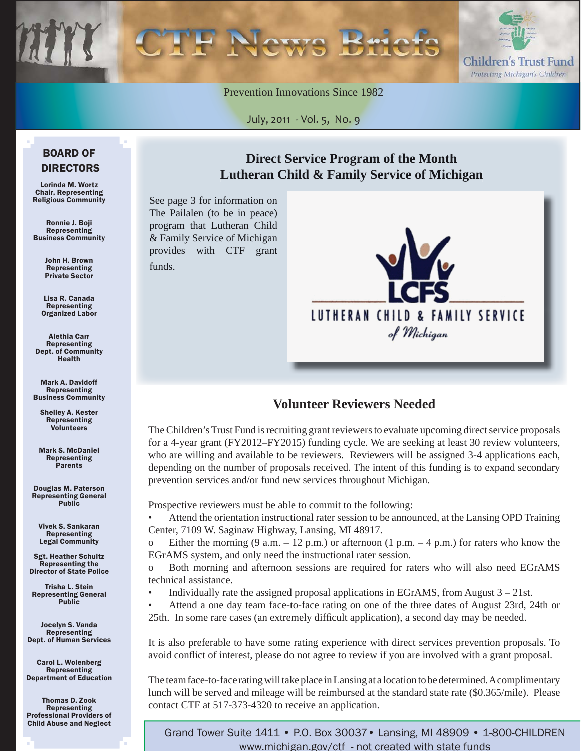# CTF News Briefs

Children's Trust Fund
*Protecting Michigan's Children*

Prevention Innovations Since 1982

July, 2011 - Vol. 5, No. 9

## Direct Service Program of the Month
## Lutheran Child & Family Service of Michigan

See page 3 for information on The Pailalen (to be in peace) program that Lutheran Child & Family Service of Michigan provides with CTF grant funds.

## Volunteer Reviewers Needed

The Children's Trust Fund is recruiting grant reviewers to evaluate upcoming direct service proposals for a 4-year grant (FY2012–FY2015) funding cycle. We are seeking at least 30 review volunteers, who are willing and available to be reviewers. Reviewers will be assigned 3-4 applications each, depending on the number of proposals received. The intent of this funding is to expand secondary prevention services and/or fund new services throughout Michigan.

Prospective reviewers must be able to commit to the following:

- Attend the orientation instructional rater session to be announced, at the Lansing OPD Training Center, 7109 W. Saginaw Highway, Lansing, MI 48917.
  - Either the morning (9 a.m. – 12 p.m.) or afternoon (1 p.m. – 4 p.m.) for raters who know the EGrAMS system, and only need the instructional rater session.
  - Both morning and afternoon sessions are required for raters who will also need EGrAMS technical assistance.
- Individually rate the assigned proposal applications in EGrAMS, from August 3 – 21st.
- Attend a one day team face-to-face rating on one of the three dates of August 23rd, 24th or 25th. In some rare cases (an extremely difficult application), a second day may be needed.

It is also preferable to have some rating experience with direct services prevention proposals. To avoid conflict of interest, please do not agree to review if you are involved with a grant proposal.

The team face-to-face rating will take place in Lansing at a location to be determined. A complimentary lunch will be served and mileage will be reimbursed at the standard state rate ($0.365/mile). Please contact CTF at 517-373-4320 to receive an application.

## BOARD OF DIRECTORS

**Lorinda M. Wortz**
Chair, Representing Religious Community

**Ronnie J. Boji**
Representing Business Community

**John H. Brown**
Representing Private Sector

**Lisa R. Canada**
Representing Organized Labor

**Alethia Carr**
Representing Dept. of Community Health

**Mark A. Davidoff**
Representing Business Community

**Shelley A. Kester**
Representing Volunteers

**Mark S. McDaniel**
Representing Parents

**Douglas M. Paterson**
Representing General Public

**Vivek S. Sankaran**
Representing Legal Community

**Sgt. Heather Schultz**
Representing the Director of State Police

**Trisha L. Stein**
Representing General Public

**Jocelyn S. Vanda**
Representing Dept. of Human Services

**Carol L. Wolenberg**
Representing Department of Education

**Thomas D. Zook**
Representing Professional Providers of Child Abuse and Neglect

Grand Tower Suite 1411 • P.O. Box 30037 • Lansing, MI 48909 • 1-800-CHILDREN
www.michigan.gov/ctf - not created with state funds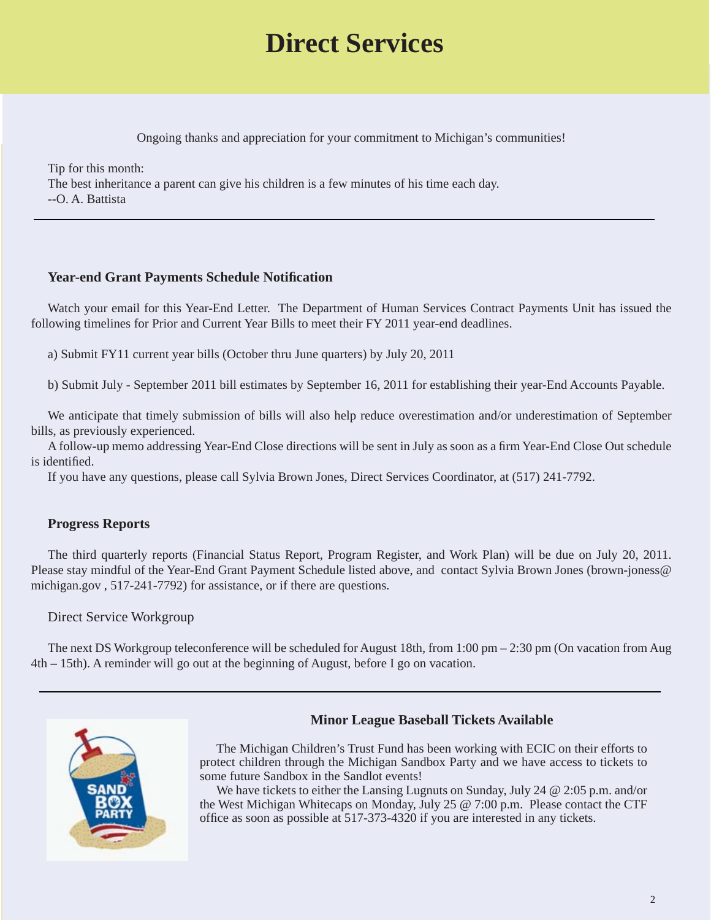# Direct Services

Ongoing thanks and appreciation for your commitment to Michigan's communities!

Tip for this month:
The best inheritance a parent can give his children is a few minutes of his time each day.
--O. A. Battista

---

### Year-end Grant Payments Schedule Notification

Watch your email for this Year-End Letter. The Department of Human Services Contract Payments Unit has issued the following timelines for Prior and Current Year Bills to meet their FY 2011 year-end deadlines.

a) Submit FY11 current year bills (October thru June quarters) by July 20, 2011

b) Submit July - September 2011 bill estimates by September 16, 2011 for establishing their year-End Accounts Payable.

We anticipate that timely submission of bills will also help reduce overestimation and/or underestimation of September bills, as previously experienced.

A follow-up memo addressing Year-End Close directions will be sent in July as soon as a firm Year-End Close Out schedule is identified.

If you have any questions, please call Sylvia Brown Jones, Direct Services Coordinator, at (517) 241-7792.

### Progress Reports

The third quarterly reports (Financial Status Report, Program Register, and Work Plan) will be due on July 20, 2011. Please stay mindful of the Year-End Grant Payment Schedule listed above, and contact Sylvia Brown Jones (brown-joness@michigan.gov , 517-241-7792) for assistance, or if there are questions.

Direct Service Workgroup

The next DS Workgroup teleconference will be scheduled for August 18th, from 1:00 pm – 2:30 pm (On vacation from Aug 4th – 15th). A reminder will go out at the beginning of August, before I go on vacation.

---

### Minor League Baseball Tickets Available

The Michigan Children's Trust Fund has been working with ECIC on their efforts to protect children through the Michigan Sandbox Party and we have access to tickets to some future Sandbox in the Sandlot events!

We have tickets to either the Lansing Lugnuts on Sunday, July 24 @ 2:05 p.m. and/or the West Michigan Whitecaps on Monday, July 25 @ 7:00 p.m. Please contact the CTF office as soon as possible at 517-373-4320 if you are interested in any tickets.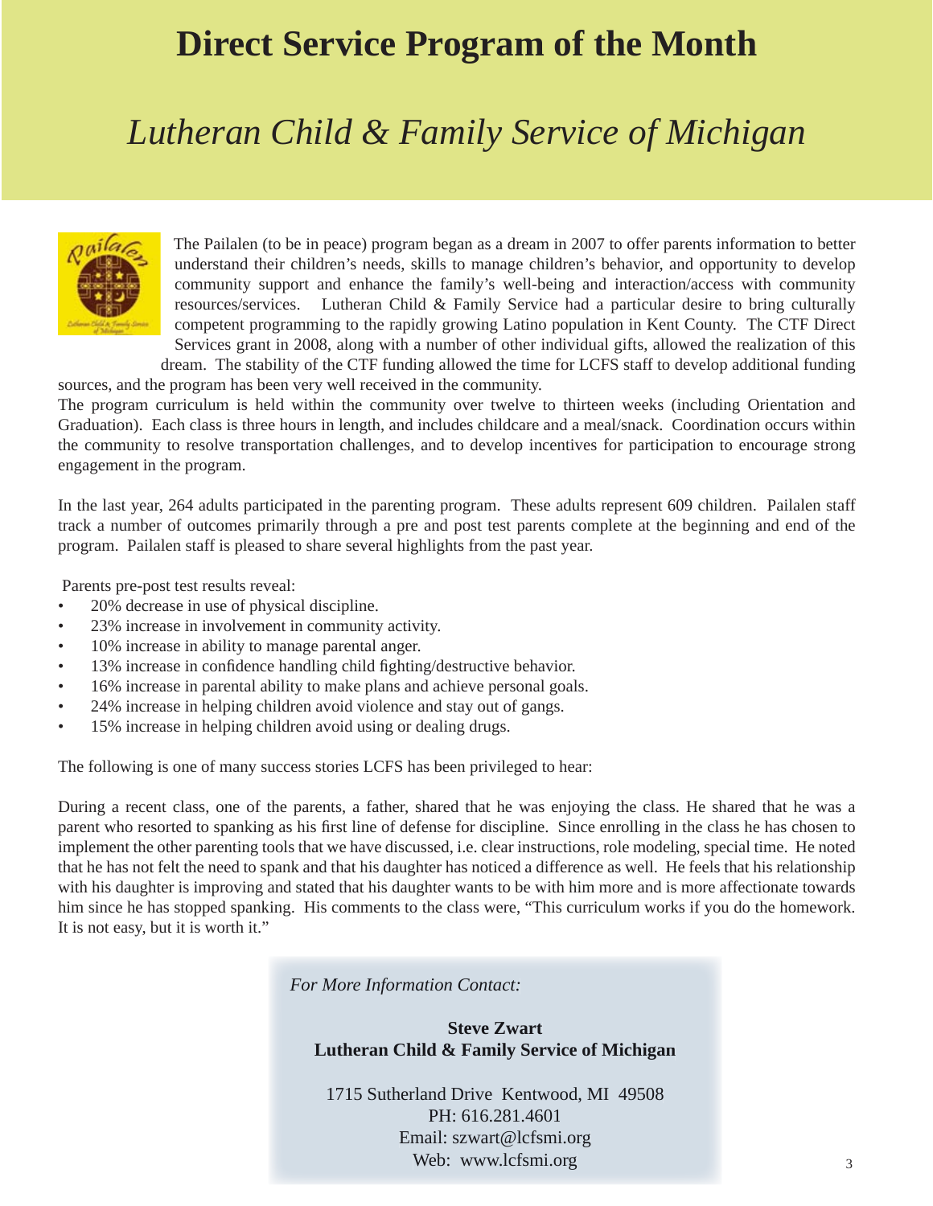# Direct Service Program of the Month

## *Lutheran Child & Family Service of Michigan*

The Pailalen (to be in peace) program began as a dream in 2007 to offer parents information to better understand their children's needs, skills to manage children's behavior, and opportunity to develop community support and enhance the family's well-being and interaction/access with community resources/services. Lutheran Child & Family Service had a particular desire to bring culturally competent programming to the rapidly growing Latino population in Kent County. The CTF Direct Services grant in 2008, along with a number of other individual gifts, allowed the realization of this dream. The stability of the CTF funding allowed the time for LCFS staff to develop additional funding sources, and the program has been very well received in the community.

The program curriculum is held within the community over twelve to thirteen weeks (including Orientation and Graduation). Each class is three hours in length, and includes childcare and a meal/snack. Coordination occurs within the community to resolve transportation challenges, and to develop incentives for participation to encourage strong engagement in the program.

In the last year, 264 adults participated in the parenting program. These adults represent 609 children. Pailalen staff track a number of outcomes primarily through a pre and post test parents complete at the beginning and end of the program. Pailalen staff is pleased to share several highlights from the past year.

Parents pre-post test results reveal:

- 20% decrease in use of physical discipline.
- 23% increase in involvement in community activity.
- 10% increase in ability to manage parental anger.
- 13% increase in confidence handling child fighting/destructive behavior.
- 16% increase in parental ability to make plans and achieve personal goals.
- 24% increase in helping children avoid violence and stay out of gangs.
- 15% increase in helping children avoid using or dealing drugs.

The following is one of many success stories LCFS has been privileged to hear:

During a recent class, one of the parents, a father, shared that he was enjoying the class. He shared that he was a parent who resorted to spanking as his first line of defense for discipline. Since enrolling in the class he has chosen to implement the other parenting tools that we have discussed, i.e. clear instructions, role modeling, special time. He noted that he has not felt the need to spank and that his daughter has noticed a difference as well. He feels that his relationship with his daughter is improving and stated that his daughter wants to be with him more and is more affectionate towards him since he has stopped spanking. His comments to the class were, "This curriculum works if you do the homework. It is not easy, but it is worth it."

*For More Information Contact:*

**Steve Zwart**
**Lutheran Child & Family Service of Michigan**

1715 Sutherland Drive Kentwood, MI 49508
PH: 616.281.4601
Email: szwart@lcfsmi.org
Web: www.lcfsmi.org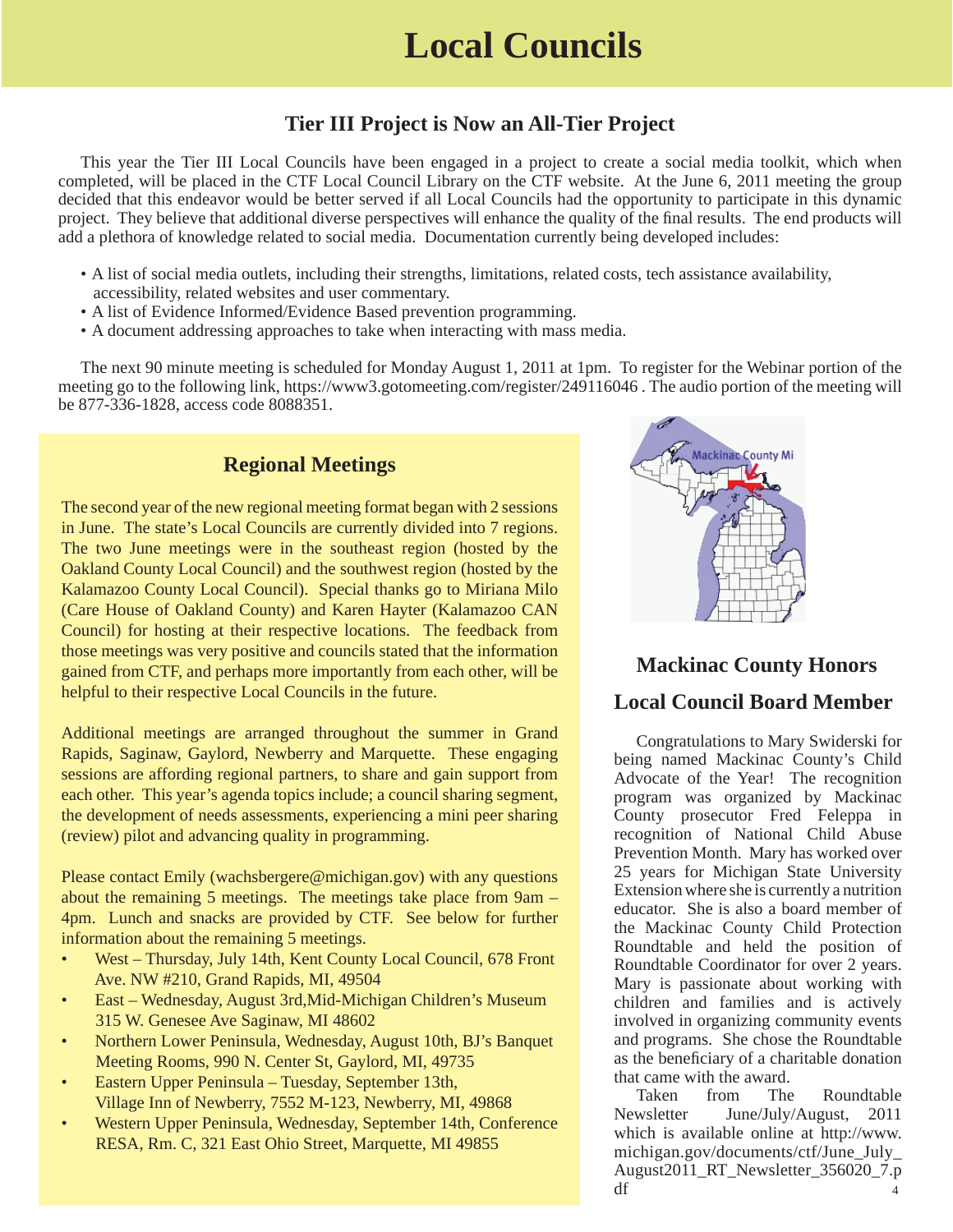# Local Councils

## Tier III Project is Now an All-Tier Project

This year the Tier III Local Councils have been engaged in a project to create a social media toolkit, which when completed, will be placed in the CTF Local Council Library on the CTF website. At the June 6, 2011 meeting the group decided that this endeavor would be better served if all Local Councils had the opportunity to participate in this dynamic project. They believe that additional diverse perspectives will enhance the quality of the final results. The end products will add a plethora of knowledge related to social media. Documentation currently being developed includes:

- A list of social media outlets, including their strengths, limitations, related costs, tech assistance availability, accessibility, related websites and user commentary.
- A list of Evidence Informed/Evidence Based prevention programming.
- A document addressing approaches to take when interacting with mass media.

The next 90 minute meeting is scheduled for Monday August 1, 2011 at 1pm. To register for the Webinar portion of the meeting go to the following link, https://www3.gotomeeting.com/register/249116046 . The audio portion of the meeting will be 877-336-1828, access code 8088351.

## Regional Meetings

The second year of the new regional meeting format began with 2 sessions in June. The state's Local Councils are currently divided into 7 regions. The two June meetings were in the southeast region (hosted by the Oakland County Local Council) and the southwest region (hosted by the Kalamazoo County Local Council). Special thanks go to Miriana Milo (Care House of Oakland County) and Karen Hayter (Kalamazoo CAN Council) for hosting at their respective locations. The feedback from those meetings was very positive and councils stated that the information gained from CTF, and perhaps more importantly from each other, will be helpful to their respective Local Councils in the future.

Additional meetings are arranged throughout the summer in Grand Rapids, Saginaw, Gaylord, Newberry and Marquette. These engaging sessions are affording regional partners, to share and gain support from each other. This year's agenda topics include; a council sharing segment, the development of needs assessments, experiencing a mini peer sharing (review) pilot and advancing quality in programming.

Please contact Emily (wachsbergere@michigan.gov) with any questions about the remaining 5 meetings. The meetings take place from 9am – 4pm. Lunch and snacks are provided by CTF. See below for further information about the remaining 5 meetings.

- West – Thursday, July 14th, Kent County Local Council, 678 Front Ave. NW #210, Grand Rapids, MI, 49504
- East – Wednesday, August 3rd,Mid-Michigan Children's Museum 315 W. Genesee Ave Saginaw, MI 48602
- Northern Lower Peninsula, Wednesday, August 10th, BJ's Banquet Meeting Rooms, 990 N. Center St, Gaylord, MI, 49735
- Eastern Upper Peninsula – Tuesday, September 13th, Village Inn of Newberry, 7552 M-123, Newberry, MI, 49868
- Western Upper Peninsula, Wednesday, September 14th, Conference RESA, Rm. C, 321 East Ohio Street, Marquette, MI 49855

Mackinac County Mi

## Mackinac County Honors Local Council Board Member

Congratulations to Mary Swiderski for being named Mackinac County's Child Advocate of the Year! The recognition program was organized by Mackinac County prosecutor Fred Feleppa in recognition of National Child Abuse Prevention Month. Mary has worked over 25 years for Michigan State University Extension where she is currently a nutrition educator. She is also a board member of the Mackinac County Child Protection Roundtable and held the position of Roundtable Coordinator for over 2 years. Mary is passionate about working with children and families and is actively involved in organizing community events and programs. She chose the Roundtable as the beneficiary of a charitable donation that came with the award.

Taken from The Roundtable Newsletter June/July/August, 2011 which is available online at http://www.michigan.gov/documents/ctf/June_July_August2011_RT_Newsletter_356020_7.pdf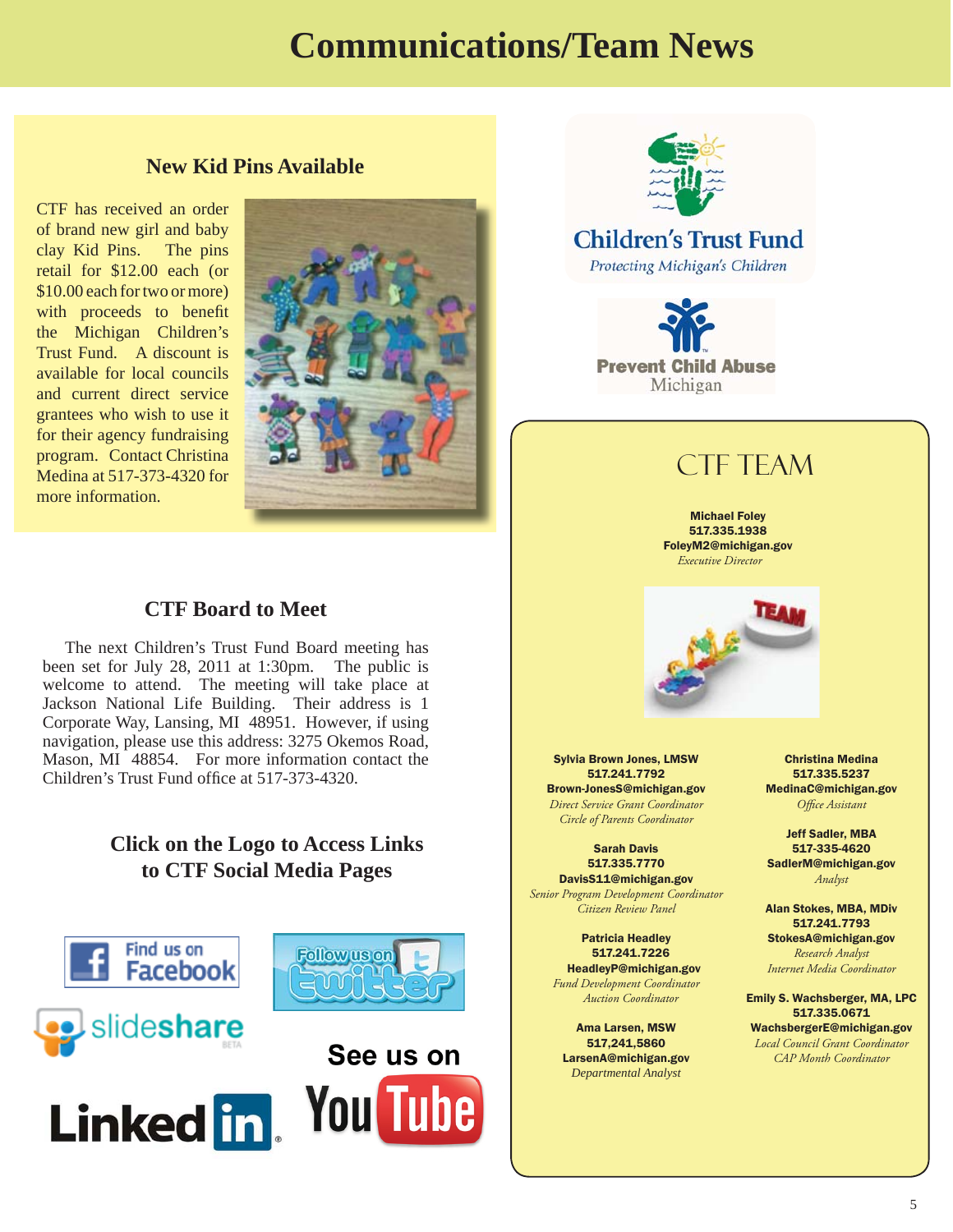# Communications/Team News

## New Kid Pins Available

CTF has received an order of brand new girl and baby clay Kid Pins. The pins retail for $12.00 each (or $10.00 each for two or more) with proceeds to benefit the Michigan Children's Trust Fund. A discount is available for local councils and current direct service grantees who wish to use it for their agency fundraising program. Contact Christina Medina at 517-373-4320 for more information.

## CTF Board to Meet

The next Children's Trust Fund Board meeting has been set for July 28, 2011 at 1:30pm. The public is welcome to attend. The meeting will take place at Jackson National Life Building. Their address is 1 Corporate Way, Lansing, MI 48951. However, if using navigation, please use this address: 3275 Okemos Road, Mason, MI 48854. For more information contact the Children's Trust Fund office at 517-373-4320.

## Click on the Logo to Access Links to CTF Social Media Pages

Find us on Facebook

Follow us on twitter

slideshare

LinkedIn

See us on YouTube

Children's Trust Fund
*Protecting Michigan's Children*

Prevent Child Abuse Michigan

## CTF TEAM

**Michael Foley**
**517.335.1938**
**FoleyM2@michigan.gov**
*Executive Director*

**Sylvia Brown Jones, LMSW**
**517.241.7792**
**Brown-JonesS@michigan.gov**
*Direct Service Grant Coordinator*
*Circle of Parents Coordinator*

**Sarah Davis**
**517.335.7770**
**DavisS11@michigan.gov**
*Senior Program Development Coordinator*
*Citizen Review Panel*

**Patricia Headley**
**517.241.7226**
**HeadleyP@michigan.gov**
*Fund Development Coordinator*
*Auction Coordinator*

**Ama Larsen, MSW**
**517,241,5860**
**LarsenA@michigan.gov**
*Departmental Analyst*

**Christina Medina**
**517.335.5237**
**MedinaC@michigan.gov**
*Office Assistant*

**Jeff Sadler, MBA**
**517-335-4620**
**SadlerM@michigan.gov**
*Analyst*

**Alan Stokes, MBA, MDiv**
**517.241.7793**
**StokesA@michigan.gov**
*Research Analyst*
*Internet Media Coordinator*

**Emily S. Wachsberger, MA, LPC**
**517.335.0671**
**WachsbergerE@michigan.gov**
*Local Council Grant Coordinator*
*CAP Month Coordinator*